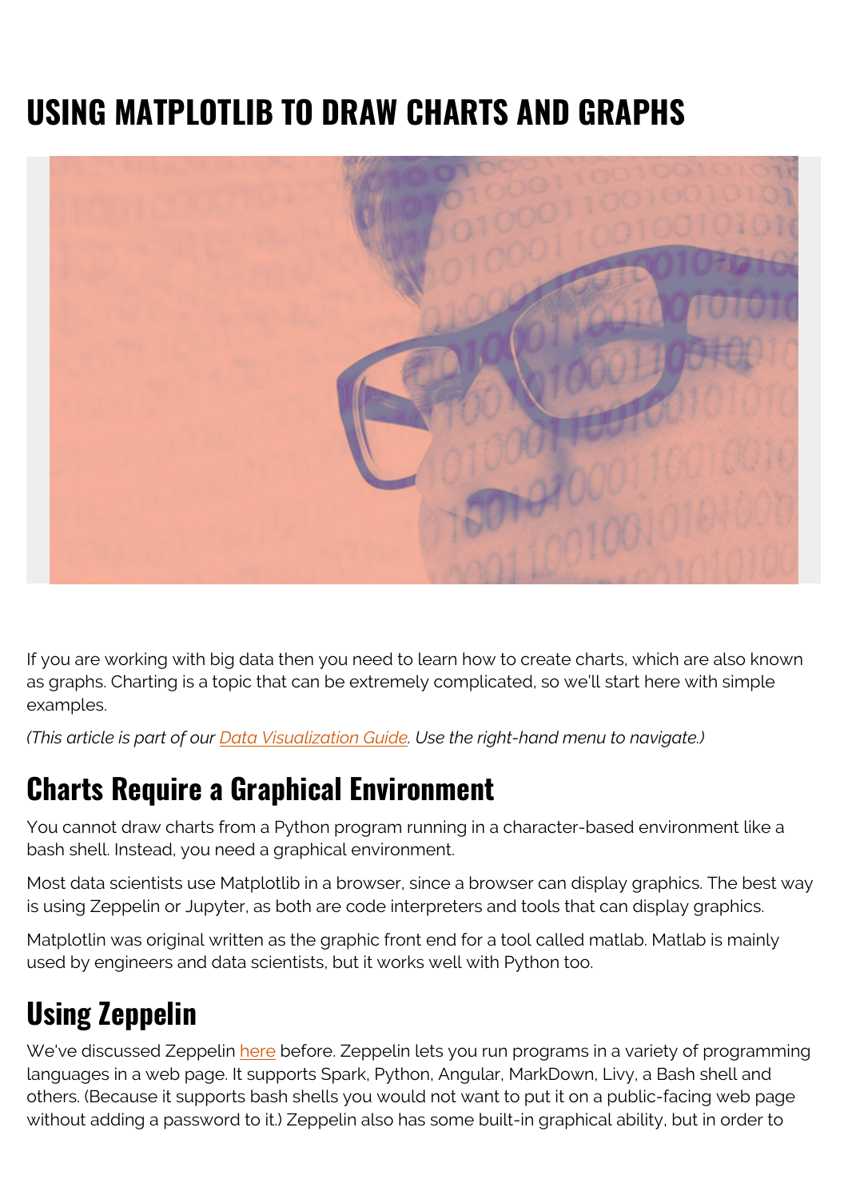# USING MATPLOTLIB TO DRAW CHARTS AND GRAPHS

If you are working with big data then you need to learn how to create charts, which are also known as graphs. Charting is a topic that can be extremely complicated, so we'll start here with simple examples.

*(This article is part of our [Data Visualization Guide](). Use the right-hand menu to navigate.)*

## Charts Require a Graphical Environment

You cannot draw charts from a Python program running in a character-based environment like a bash shell. Instead, you need a graphical environment.

Most data scientists use Matplotlib in a browser, since a browser can display graphics. The best way is using Zeppelin or Jupyter, as both are code interpreters and tools that can display graphics.

Matplotlin was original written as the graphic front end for a tool called matlab. Matlab is mainly used by engineers and data scientists, but it works well with Python too.

## Using Zeppelin

We've discussed Zeppelin [here]() before. Zeppelin lets you run programs in a variety of programming languages in a web page. It supports Spark, Python, Angular, MarkDown, Livy, a Bash shell and others. (Because it supports bash shells you would not want to put it on a public-facing web page without adding a password to it.) Zeppelin also has some built-in graphical ability, but in order to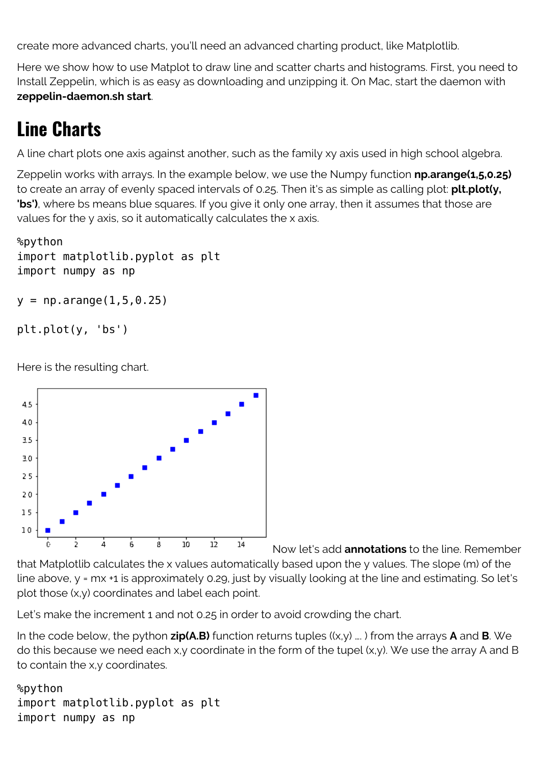create more advanced charts, you'll need an advanced charting product, like Matplotlib.

Here we show how to use Matplot to draw line and scatter charts and histograms. First, you need to Install Zeppelin, which is as easy as downloading and unzipping it. On Mac, start the daemon with **zeppelin-daemon.sh start**.

## Line Charts

A line chart plots one axis against another, such as the family xy axis used in high school algebra.

Zeppelin works with arrays. In the example below, we use the Numpy function **np.arange(1,5,0.25)** to create an array of evenly spaced intervals of 0.25. Then it's as simple as calling plot: **plt.plot(y, 'bs')**, where bs means blue squares. If you give it only one array, then it assumes that those are values for the y axis, so it automatically calculates the x axis.

```
%python
import matplotlib.pyplot as plt
import numpy as np

y = np.arange(1,5,0.25)

plt.plot(y, 'bs')
```

Here is the resulting chart.

4.5
4.0
3.5
3.0
2.5
2.0
1.5
1.0
0
2
4
6
8
10
12
14

Now let's add **annotations** to the line. Remember that Matplotlib calculates the x values automatically based upon the y values. The slope (m) of the line above, y = mx +1 is approximately 0.29, just by visually looking at the line and estimating. So let's plot those (x,y) coordinates and label each point.

Let's make the increment 1 and not 0.25 in order to avoid crowding the chart.

In the code below, the python **zip(A.B)** function returns tuples ((x,y) .... ) from the arrays **A** and **B**. We do this because we need each x,y coordinate in the form of the tupel (x,y). We use the array A and B to contain the x,y coordinates.

```
%python
import matplotlib.pyplot as plt
import numpy as np
```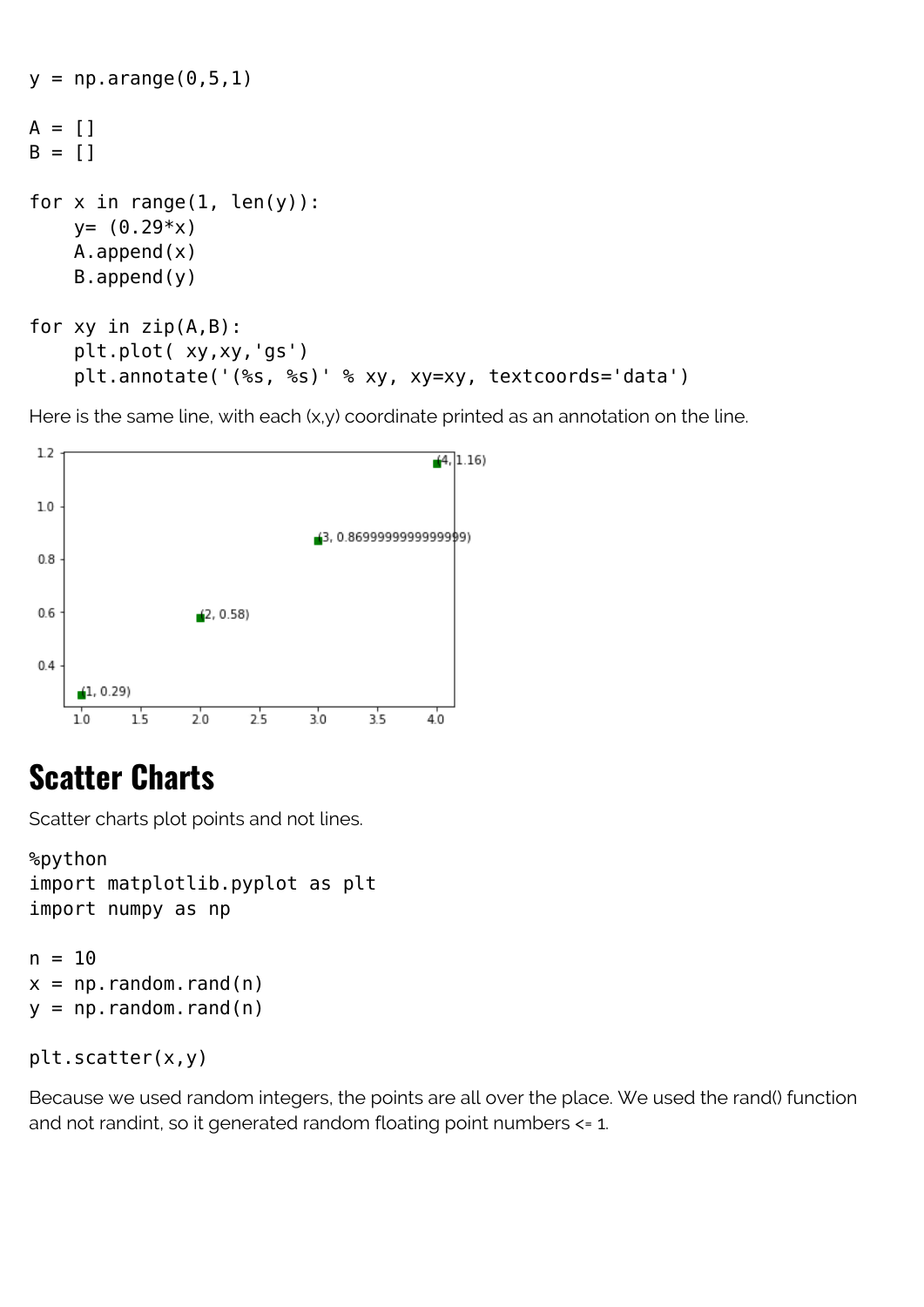```
y = np.arange(0,5,1)

A = []
B = []

for x in range(1, len(y)):
    y= (0.29*x)
    A.append(x)
    B.append(y)

for xy in zip(A,B):
    plt.plot( xy,xy,'gs')
    plt.annotate('(%s, %s)' % xy, xy=xy, textcoords='data')
```

Here is the same line, with each (x,y) coordinate printed as an annotation on the line.

1.2
1.0
0.8
0.6
0.4
1.0 1.5 2.0 2.5 3.0 3.5 4.0
(1, 0.29)
(2, 0.58)
(3, 0.8699999999999999)
(4, 1.16)

## Scatter Charts

Scatter charts plot points and not lines.

```
%python
import matplotlib.pyplot as plt
import numpy as np

n = 10
x = np.random.rand(n)
y = np.random.rand(n)

plt.scatter(x,y)
```

Because we used random integers, the points are all over the place. We used the rand() function and not randint, so it generated random floating point numbers <= 1.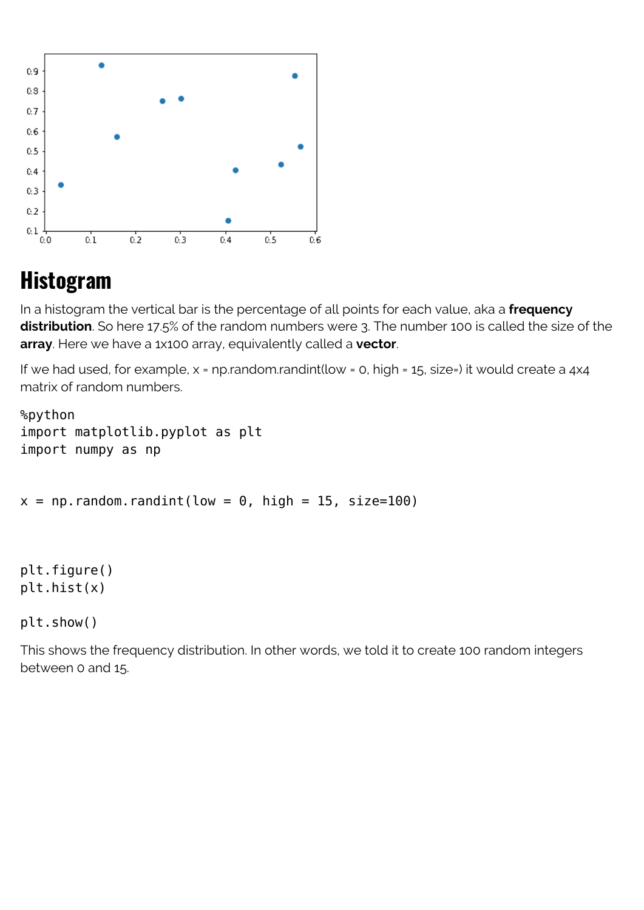0.9
0.8
0.7
0.6
0.5
0.4
0.3
0.2
0.1
0.0
0.1
0.2
0.3
0.4
0.5
0.6

## Histogram

In a histogram the vertical bar is the percentage of all points for each value, aka a **frequency distribution**. So here 17.5% of the random numbers were 3. The number 100 is called the size of the **array**. Here we have a 1x100 array, equivalently called a **vector**.

If we had used, for example, x = np.random.randint(low = 0, high = 15, size=) it would create a 4x4 matrix of random numbers.

```
%python
import matplotlib.pyplot as plt
import numpy as np


x = np.random.randint(low = 0, high = 15, size=100)



plt.figure()
plt.hist(x)

plt.show()
```

This shows the frequency distribution. In other words, we told it to create 100 random integers between 0 and 15.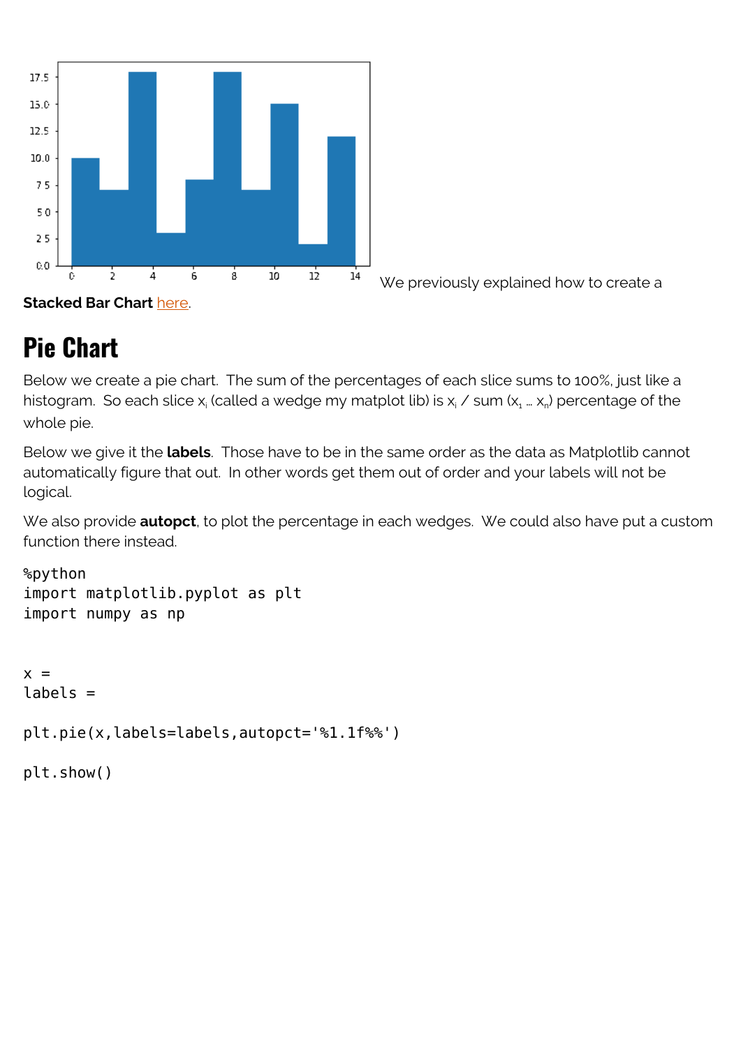We previously explained how to create a **Stacked Bar Chart** here.

# Pie Chart

Below we create a pie chart.  The sum of the percentages of each slice sums to 100%, just like a histogram.  So each slice $x_i$ (called a wedge my matplot lib) is $x_i$ / sum ($x_1$ … $x_n$) percentage of the whole pie.

Below we give it the **labels**.  Those have to be in the same order as the data as Matplotlib cannot automatically figure that out.  In other words get them out of order and your labels will not be logical.

We also provide **autopct**, to plot the percentage in each wedges.  We could also have put a custom function there instead.

```
%python
import matplotlib.pyplot as plt
import numpy as np


x = 
labels = 

plt.pie(x,labels=labels,autopct='%1.1f%%')

plt.show()
```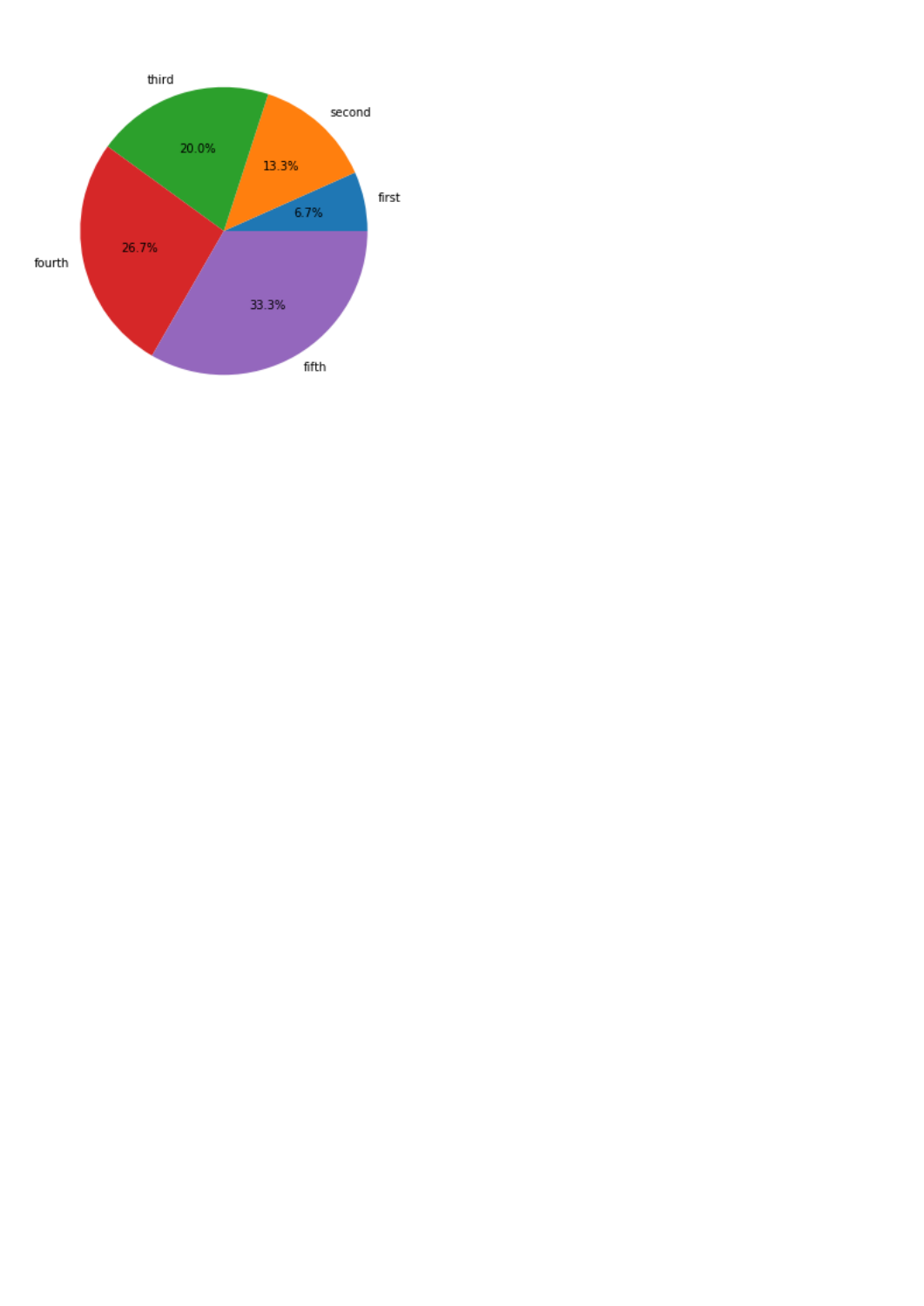third

second

20.0%

13.3%

first

6.7%

fourth

26.7%

33.3%

fifth